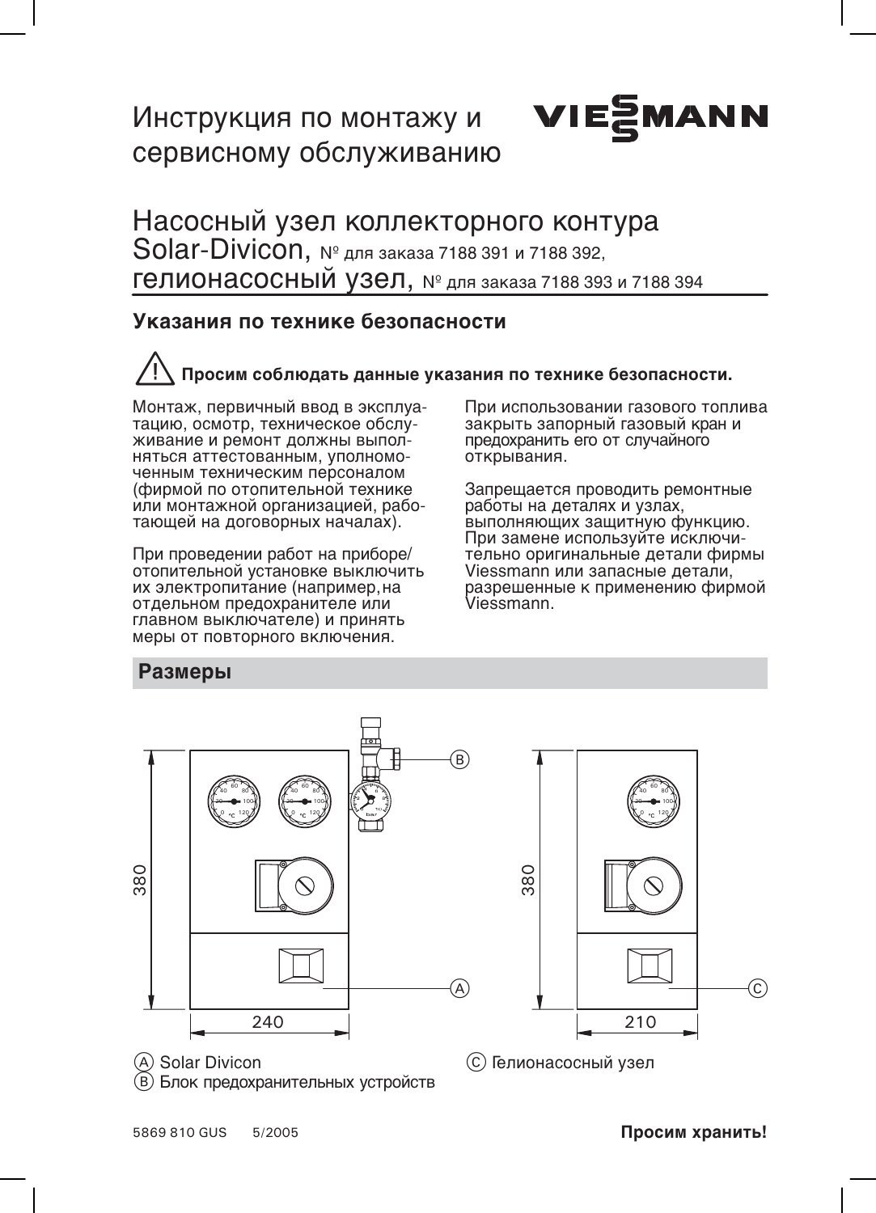# Инструкция по монтажу и сервисному обслуживанию

VIESMANN

# Насосный узел коллекторного контура Solar-Divicon, № для заказа 7188 391 и 7188 392, гелионасосный узел, № для заказа 7188 393 и 7188 394

## Указания по технике безопасности

**⚠ Просим соблюдать данные указания по технике безопасности.**

Монтаж, первичный ввод в эксплуатацию, осмотр, техническое обслуживание и ремонт должны выполняться аттестованным, уполномоченным техническим персоналом (фирмой по отопительной технике или монтажной организацией, работающей на договорных началах).

При проведении работ на приборе/отопительной установке выключить их электропитание (например, на отдельном предохранителе или главном выключателе) и принять меры от повторного включения.

При использовании газового топлива закрыть запорный газовый кран и предохранить его от случайного открывания.

Запрещается проводить ремонтные работы на деталях и узлах, выполняющих защитную функцию. При замене используйте исключительно оригинальные детали фирмы Viessmann или запасные детали, разрешенные к применению фирмой Viessmann.

## Размеры

380 / 240 — (A)
380 / 210 — (C)

(A) Solar Divicon
(B) Блок предохранительных устройств
(C) Гелионасосный узел

5869 810 GUS 5/2005

**Просим хранить!**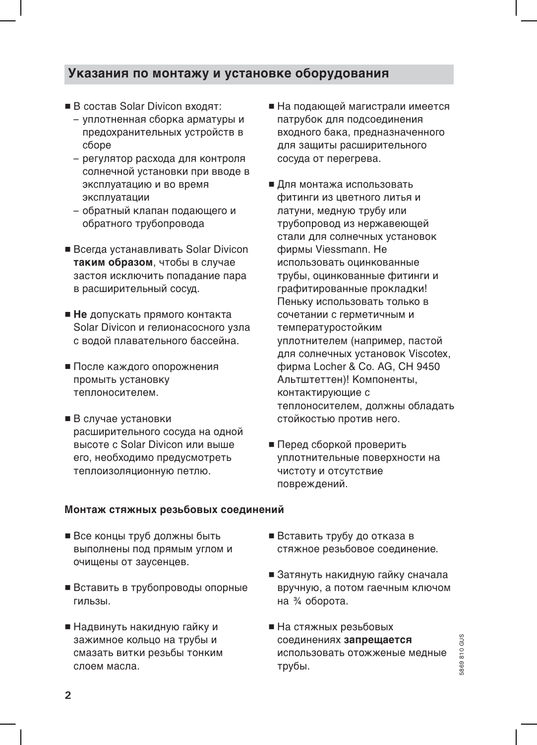## Указания по монтажу и установке оборудования

- В состав Solar Divicon входят:
  - уплотненная сборка арматуры и предохранительных устройств в сборе
  - регулятор расхода для контроля солнечной установки при вводе в эксплуатацию и во время эксплуатации
  - обратный клапан подающего и обратного трубопровода
- Всегда устанавливать Solar Divicon **таким образом**, чтобы в случае застоя исключить попадание пара в расширительный сосуд.
- **Не** допускать прямого контакта Solar Divicon и гелионасосного узла с водой плавательного бассейна.
- После каждого опорожнения промыть установку теплоносителем.
- В случае установки расширительного сосуда на одной высоте с Solar Divicon или выше его, необходимо предусмотреть теплоизоляционную петлю.
- На подающей магистрали имеется патрубок для подсоединения входного бака, предназначенного для защиты расширительного сосуда от перегрева.
- Для монтажа использовать фитинги из цветного литья и латуни, медную трубу или трубопровод из нержавеющей стали для солнечных установок фирмы Viessmann. Не использовать оцинкованные трубы, оцинкованные фитинги и графитированные прокладки! Пеньку использовать только в сочетании с герметичным и температуростойким уплотнителем (например, пастой для солнечных установок Viscotex, фирма Locher & Co. AG, CH 9450 Альтштеттен)! Компоненты, контактирующие с теплоносителем, должны обладать стойкостью против него.
- Перед сборкой проверить уплотнительные поверхности на чистоту и отсутствие повреждений.

### Монтаж стяжных резьбовых соединений

- Все концы труб должны быть выполнены под прямым углом и очищены от заусенцев.
- Вставить в трубопроводы опорные гильзы.
- Надвинуть накидную гайку и зажимное кольцо на трубы и смазать витки резьбы тонким слоем масла.
- Вставить трубу до отказа в стяжное резьбовое соединение.
- Затянуть накидную гайку сначала вручную, а потом гаечным ключом на ¾ оборота.
- На стяжных резьбовых соединениях **запрещается** использовать отожженые медные трубы.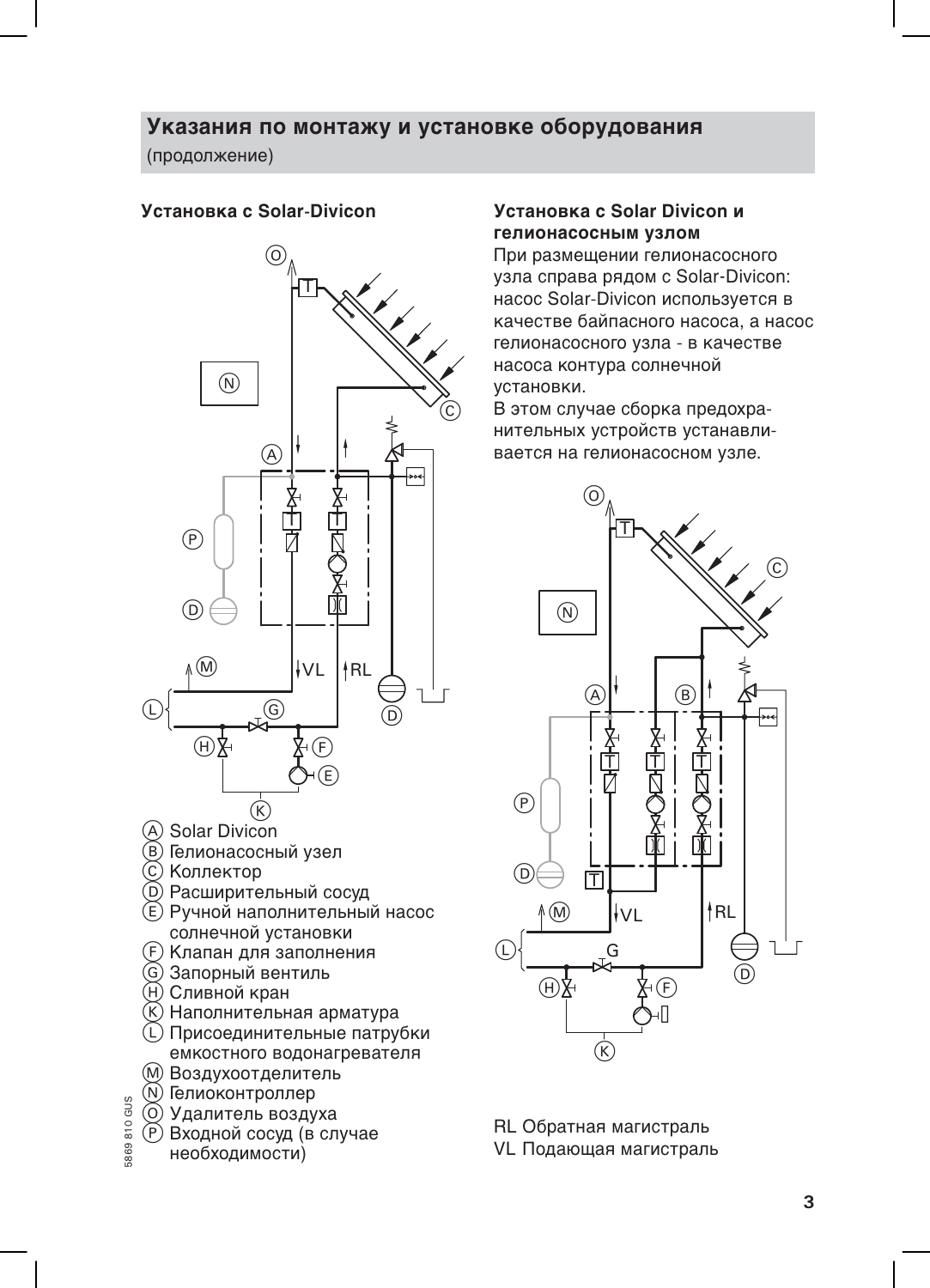## Указания по монтажу и установке оборудования

(продолжение)

### Установка с Solar-Divicon

Ⓐ Solar Divicon
Ⓑ Гелионасосный узел
Ⓒ Коллектор
Ⓓ Расширительный сосуд
Ⓔ Ручной наполнительный насос солнечной установки
Ⓕ Клапан для заполнения
Ⓖ Запорный вентиль
Ⓗ Сливной кран
Ⓚ Наполнительная арматура
Ⓛ Присоединительные патрубки емкостного водонагревателя
Ⓜ Воздухоотделитель
Ⓝ Гелиоконтроллер
Ⓞ Удалитель воздуха
Ⓟ Входной сосуд (в случае необходимости)

### Установка с Solar Divicon и гелионасосным узлом

При размещении гелионасосного узла справа рядом с Solar-Divicon: насос Solar-Divicon используется в качестве байпасного насоса, а насос гелионасосного узла - в качестве насоса контура солнечной установки.

В этом случае сборка предохранительных устройств устанавливается на гелионасосном узле.

RL Обратная магистраль
VL Подающая магистраль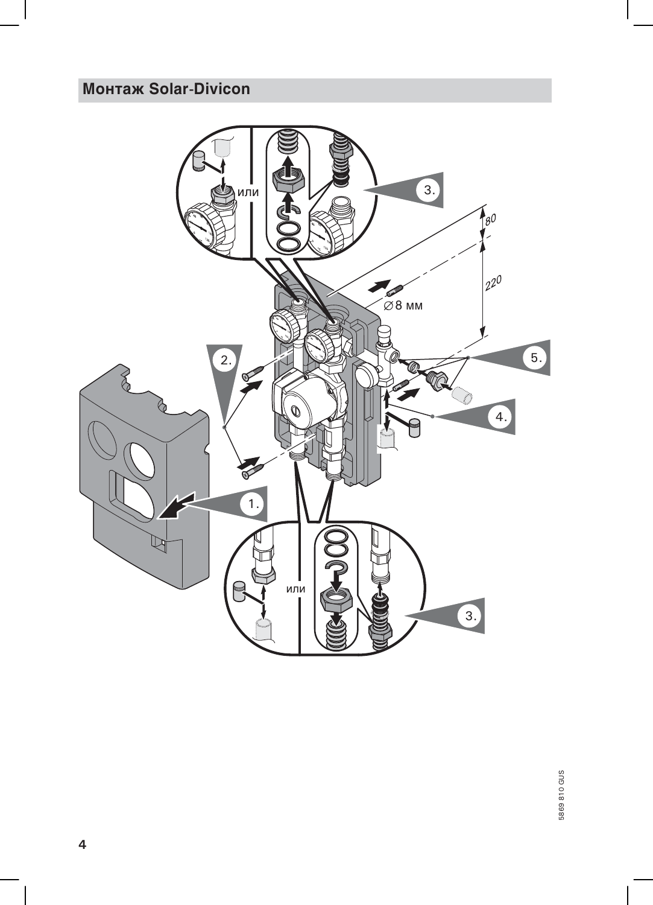## Монтаж Solar-Divicon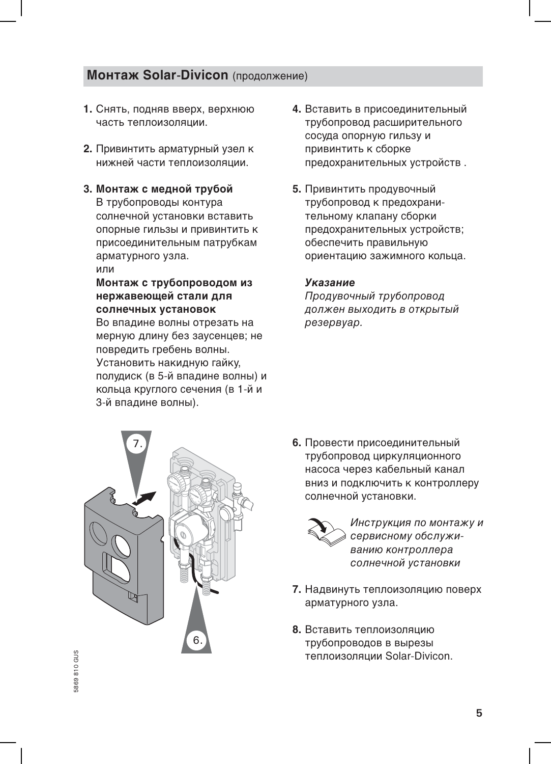## Монтаж Solar-Divicon (продолжение)

1. Снять, подняв вверх, верхнюю часть теплоизоляции.

2. Привинтить арматурный узел к нижней части теплоизоляции.

3. **Монтаж с медной трубой**
   В трубопроводы контура солнечной установки вставить опорные гильзы и привинтить к присоединительным патрубкам арматурного узла.
   или
   **Монтаж с трубопроводом из нержавеющей стали для солнечных установок**
   Во впадине волны отрезать на мерную длину без заусенцев; не повредить гребень волны.
   Установить накидную гайку, полудиск (в 5-й впадине волны) и кольца круглого сечения (в 1-й и 3-й впадине волны).

4. Вставить в присоединительный трубопровод расширительного сосуда опорную гильзу и привинтить к сборке предохранительных устройств .

5. Привинтить продувочный трубопровод к предохранительному клапану сборки предохранительных устройств; обеспечить правильную ориентацию зажимного кольца.

   ***Указание***
   *Продувочный трубопровод должен выходить в открытый резервуар.*

6. Провести присоединительный трубопровод циркуляционного насоса через кабельный канал вниз и подключить к контроллеру солнечной установки.

   *Инструкция по монтажу и сервисному обслуживанию контроллера солнечной установки*

7. Надвинуть теплоизоляцию поверх арматурного узла.

8. Вставить теплоизоляцию трубопроводов в вырезы теплоизоляции Solar-Divicon.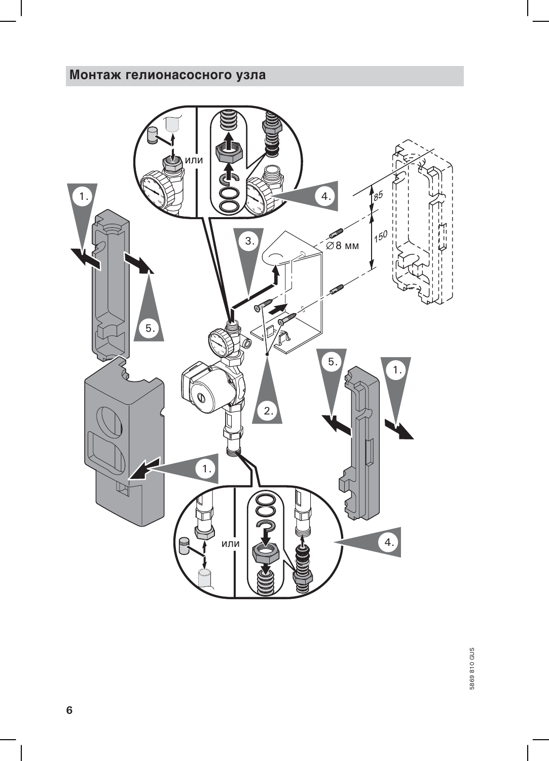## Монтаж гелионасосного узла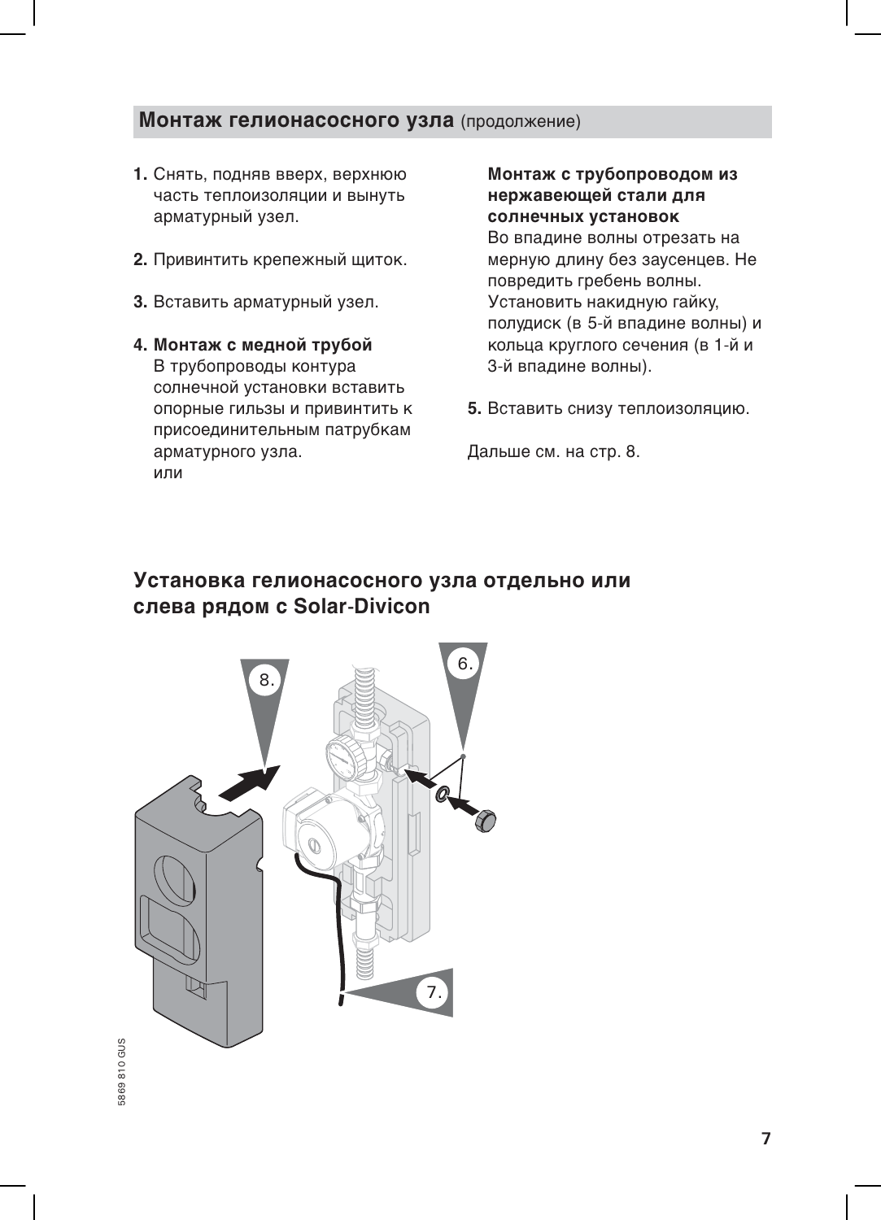## Монтаж гелионасосного узла (продолжение)

1. Снять, подняв вверх, верхнюю часть теплоизоляции и вынуть арматурный узел.

2. Привинтить крепежный щиток.

3. Вставить арматурный узел.

4. **Монтаж с медной трубой**
   В трубопроводы контура солнечной установки вставить опорные гильзы и привинтить к присоединительным патрубкам арматурного узла.
   или

   **Монтаж с трубопроводом из нержавеющей стали для солнечных установок**
   Во впадине волны отрезать на мерную длину без заусенцев. Не повредить гребень волны. Установить накидную гайку, полудиск (в 5-й впадине волны) и кольца круглого сечения (в 1-й и 3-й впадине волны).

5. Вставить снизу теплоизоляцию.

Дальше см. на стр. 8.

## Установка гелионасосного узла отдельно или слева рядом с Solar-Divicon

8. 6. 7.

5869 810 GUS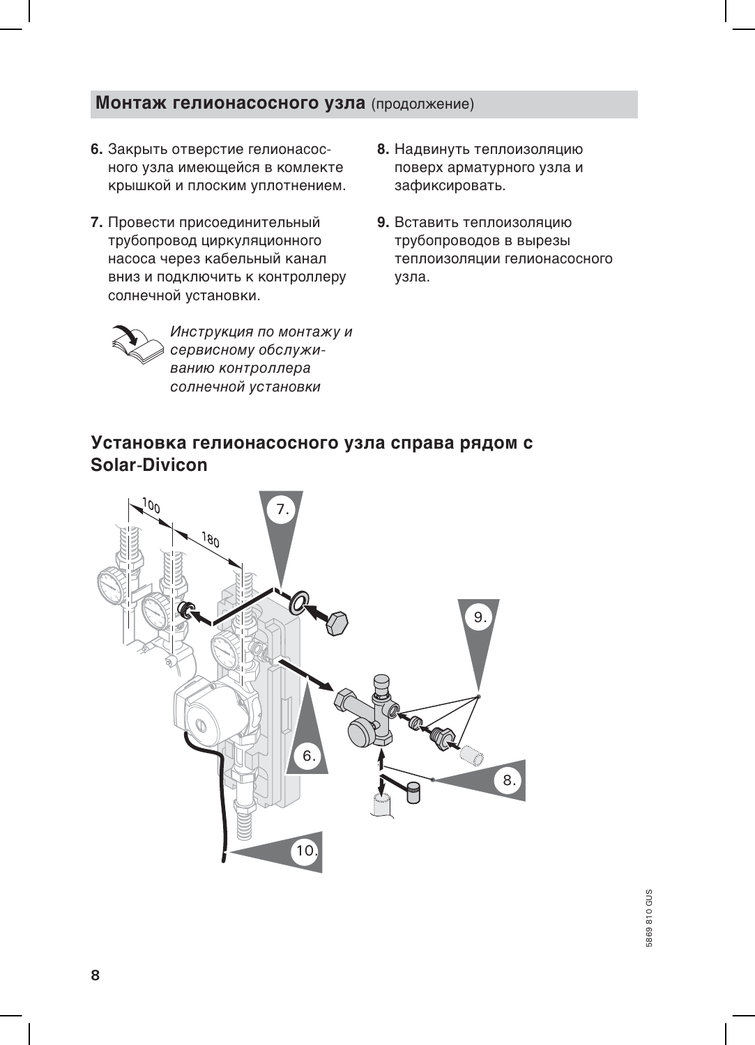## Монтаж гелионасосного узла (продолжение)

6. Закрыть отверстие гелионасосного узла имеющейся в комлекте крышкой и плоским уплотнением.

7. Провести присоединительный трубопровод циркуляционного насоса через кабельный канал вниз и подключить к контроллеру солнечной установки.

   *Инструкция по монтажу и сервисному обслуживанию контроллера солнечной установки*

8. Надвинуть теплоизоляцию поверх арматурного узла и зафиксировать.

9. Вставить теплоизоляцию трубопроводов в вырезы теплоизоляции гелионасосного узла.

## Установка гелионасосного узла справа рядом с Solar-Divicon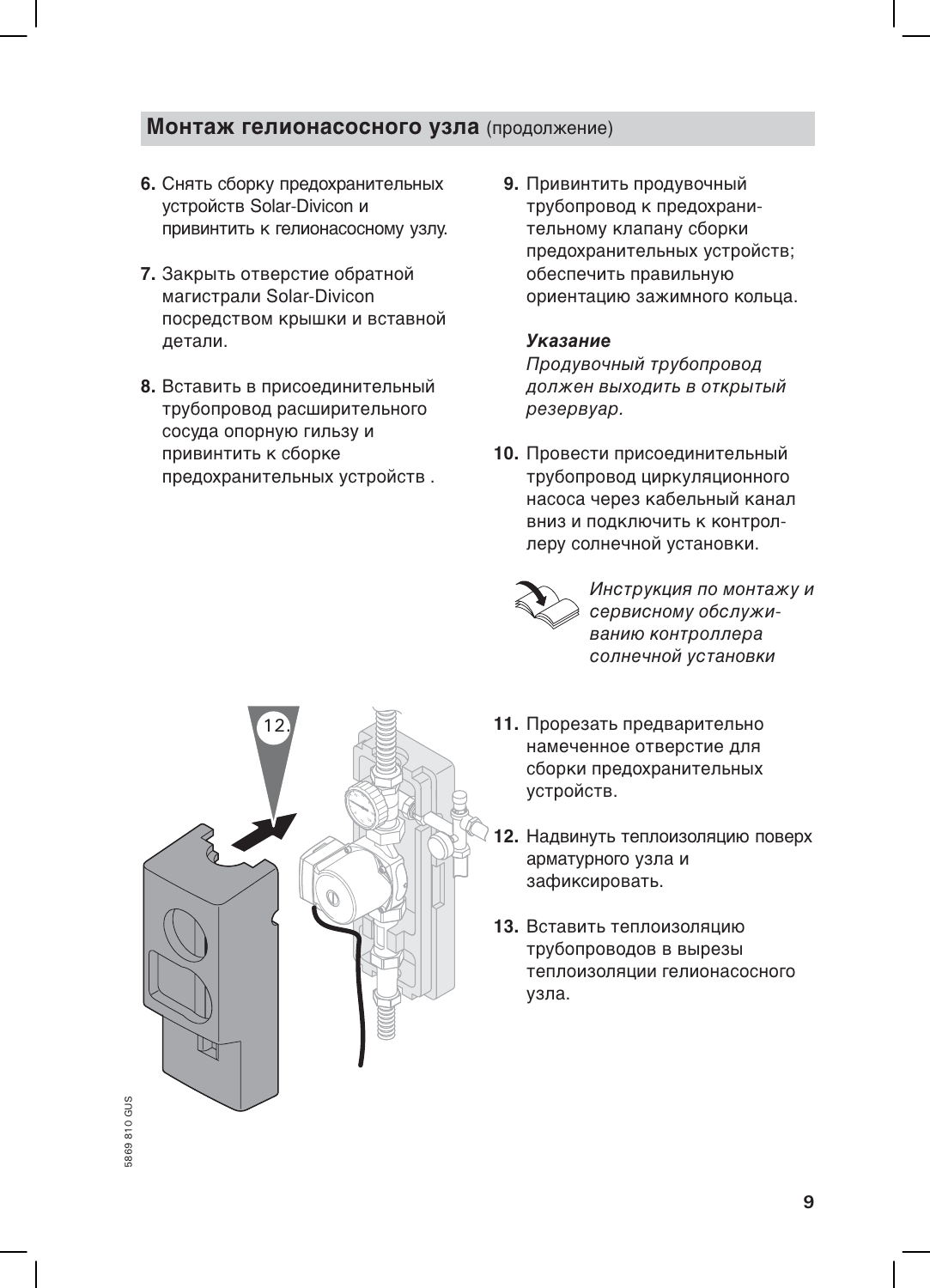## Монтаж гелионасосного узла (продолжение)

6. Снять сборку предохранительных устройств Solar-Divicon и привинтить к гелионасосному узлу.

7. Закрыть отверстие обратной магистрали Solar-Divicon посредством крышки и вставной детали.

8. Вставить в присоединительный трубопровод расширительного сосуда опорную гильзу и привинтить к сборке предохранительных устройств .

9. Привинтить продувочный трубопровод к предохранительному клапану сборки предохранительных устройств; обеспечить правильную ориентацию зажимного кольца.

   ***Указание***
   *Продувочный трубопровод должен выходить в открытый резервуар.*

10. Провести присоединительный трубопровод циркуляционного насоса через кабельный канал вниз и подключить к контроллеру солнечной установки.

    *Инструкция по монтажу и сервисному обслуживанию контроллера солнечной установки*

11. Прорезать предварительно намеченное отверстие для сборки предохранительных устройств.

12. Надвинуть теплоизоляцию поверх арматурного узла и зафиксировать.

13. Вставить теплоизоляцию трубопроводов в вырезы теплоизоляции гелионасосного узла.

5869 810 GUS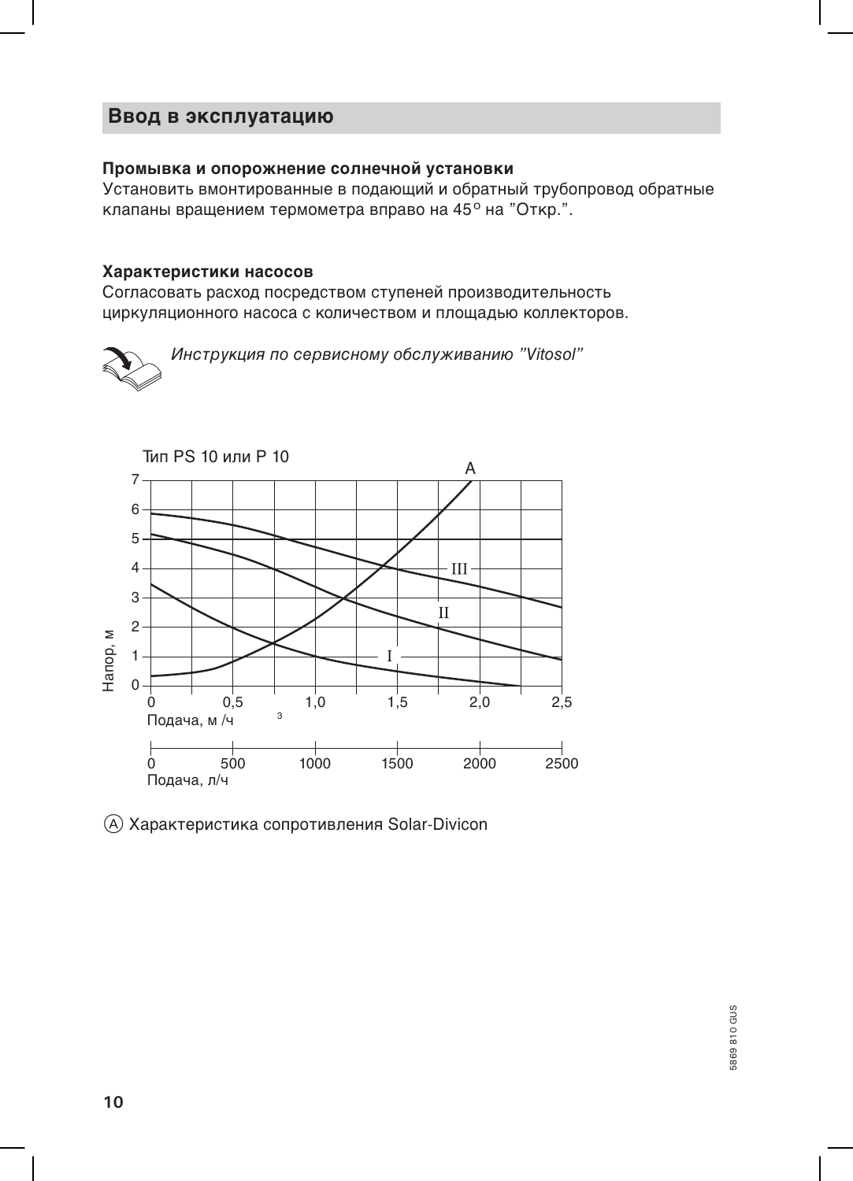## Ввод в эксплуатацию

### Промывка и опорожнение солнечной установки

Установить вмонтированные в подающий и обратный трубопровод обратные клапаны вращением термометра вправо на 45° на "Откр.".

### Характеристики насосов

Согласовать расход посредством ступеней производительность циркуляционного насоса с количеством и площадью коллекторов.

*Инструкция по сервисному обслуживанию "Vitosol"*

Тип PS 10 или P 10

Напор, м

Подача, м³/ч

Подача, л/ч

Ⓐ Характеристика сопротивления Solar-Divicon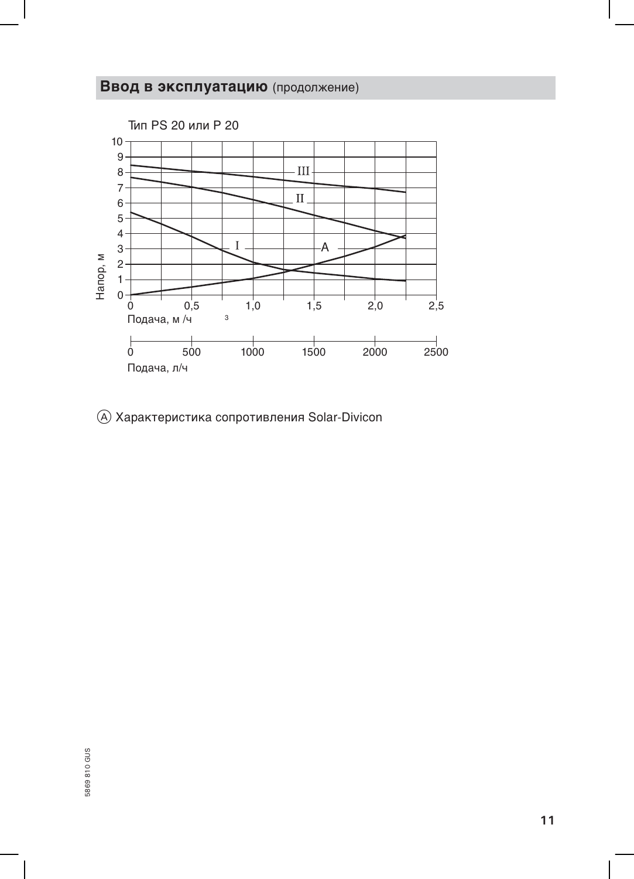## Ввод в эксплуатацию (продолжение)

Тип PS 20 или P 20

Напор, м

Подача, м³/ч

Подача, л/ч

Ⓐ Характеристика сопротивления Solar-Divicon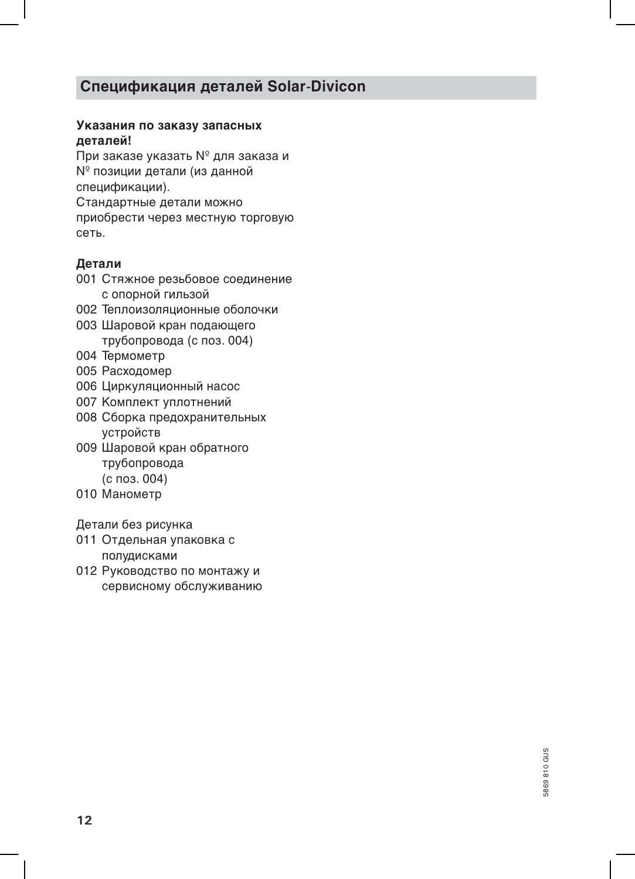## Спецификация деталей Solar-Divicon

**Указания по заказу запасных деталей!**

При заказе указать № для заказа и № позиции детали (из данной спецификации).
Стандартные детали можно приобрести через местную торговую сеть.

**Детали**

001 Стяжное резьбовое соединение с опорной гильзой
002 Теплоизоляционные оболочки
003 Шаровой кран подающего трубопровода (с поз. 004)
004 Термометр
005 Расходомер
006 Циркуляционный насос
007 Комплект уплотнений
008 Сборка предохранительных устройств
009 Шаровой кран обратного трубопровода (с поз. 004)
010 Манометр

Детали без рисунка

011 Отдельная упаковка с полудисками
012 Руководство по монтажу и сервисному обслуживанию

5869 810 GUS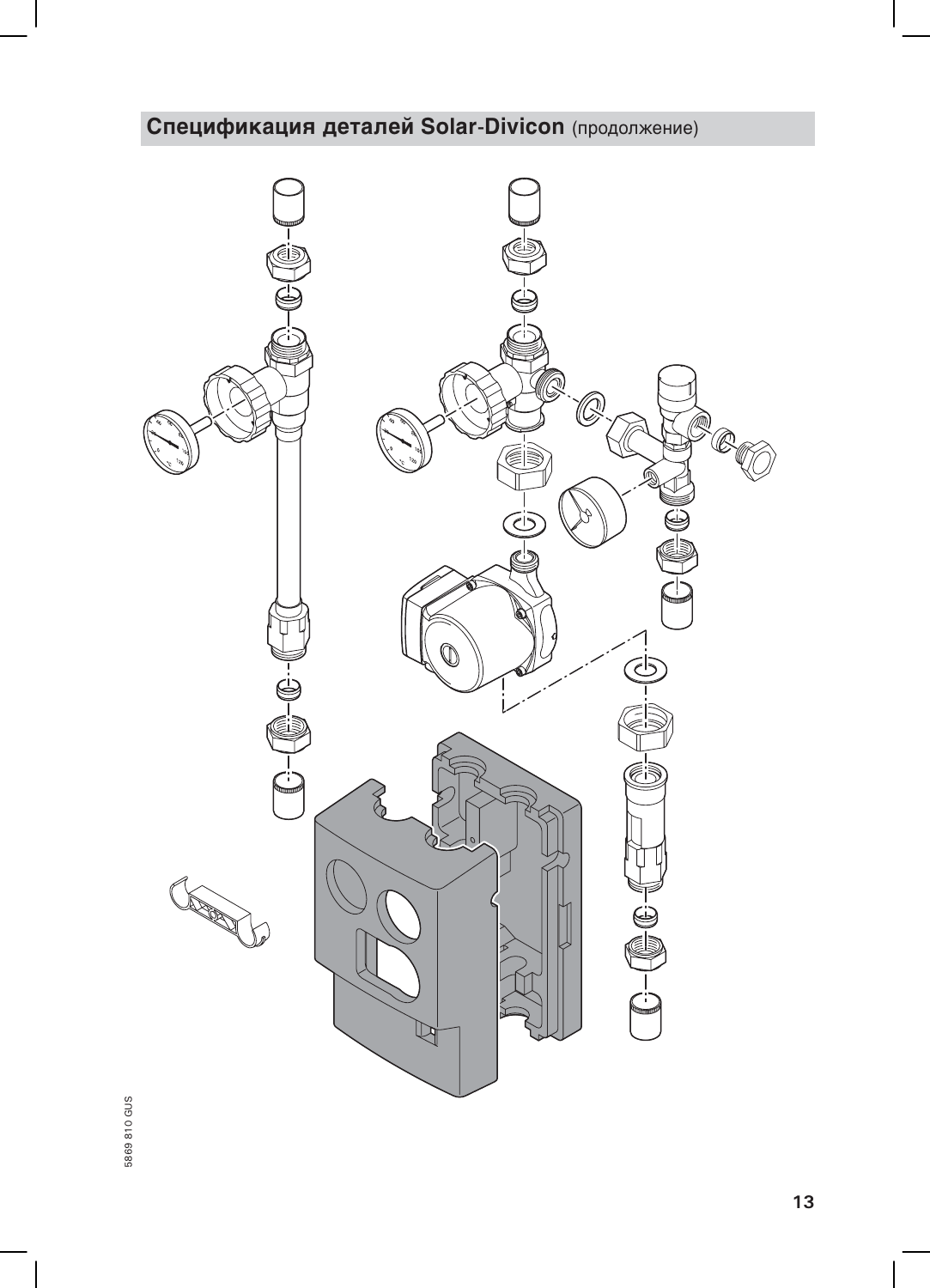## Спецификация деталей Solar-Divicon (продолжение)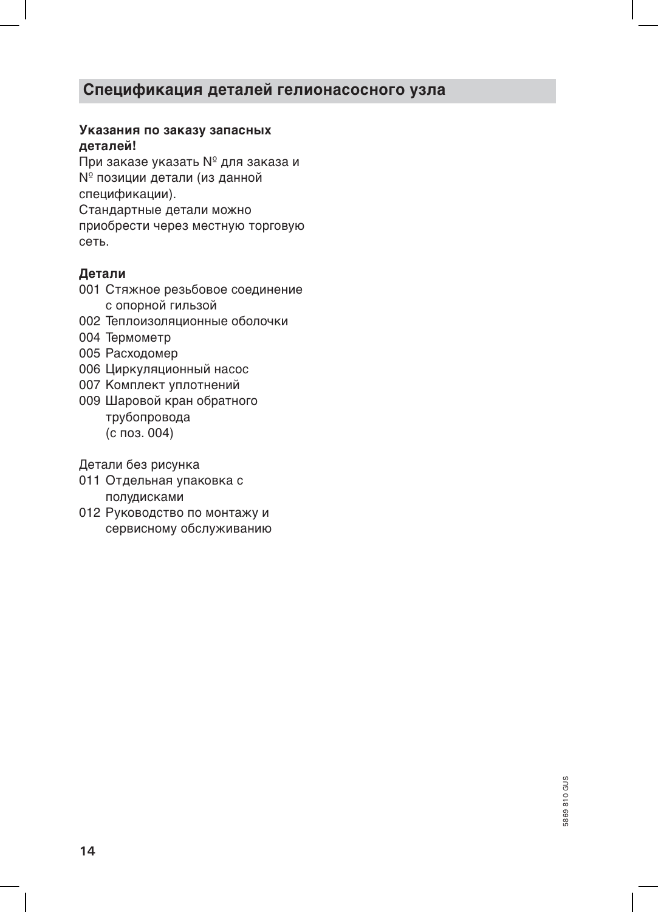## Спецификация деталей гелионасосного узла

**Указания по заказу запасных деталей!**

При заказе указать № для заказа и № позиции детали (из данной спецификации).

Стандартные детали можно приобрести через местную торговую сеть.

**Детали**

001 Стяжное резьбовое соединение с опорной гильзой
002 Теплоизоляционные оболочки
004 Термометр
005 Расходомер
006 Циркуляционный насос
007 Комплект уплотнений
009 Шаровой кран обратного трубопровода (с поз. 004)

Детали без рисунка

011 Отдельная упаковка с полудисками
012 Руководство по монтажу и сервисному обслуживанию

5869 810 GUS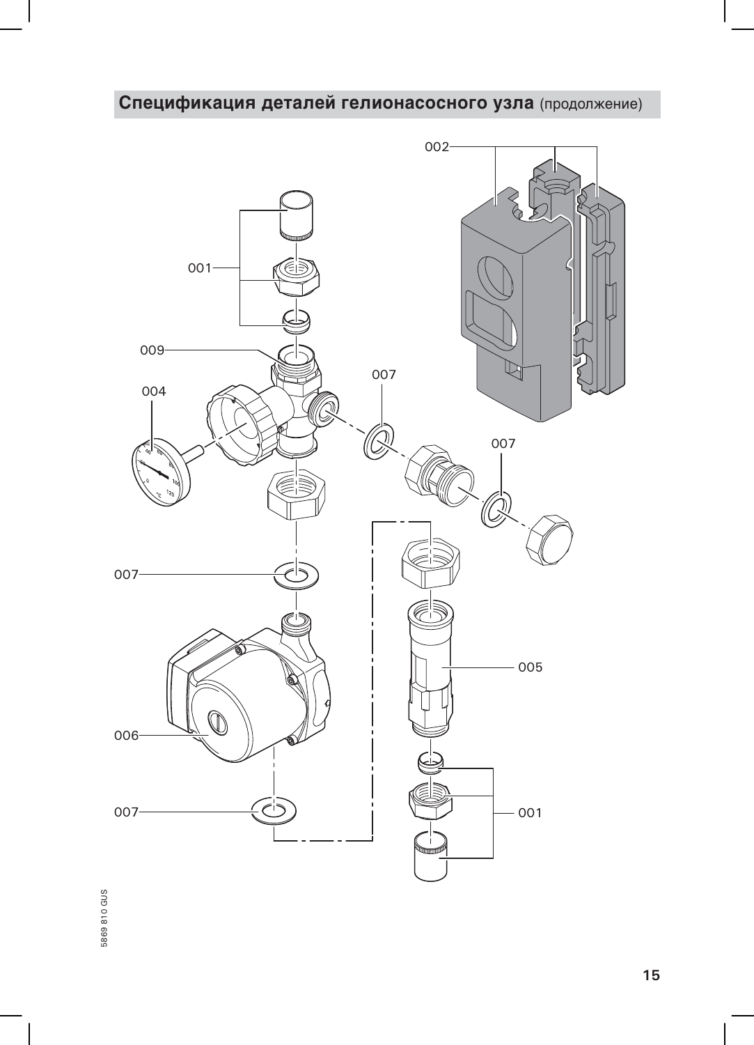## Спецификация деталей гелионасосного узла (продолжение)

001

002

004

005

006

007

009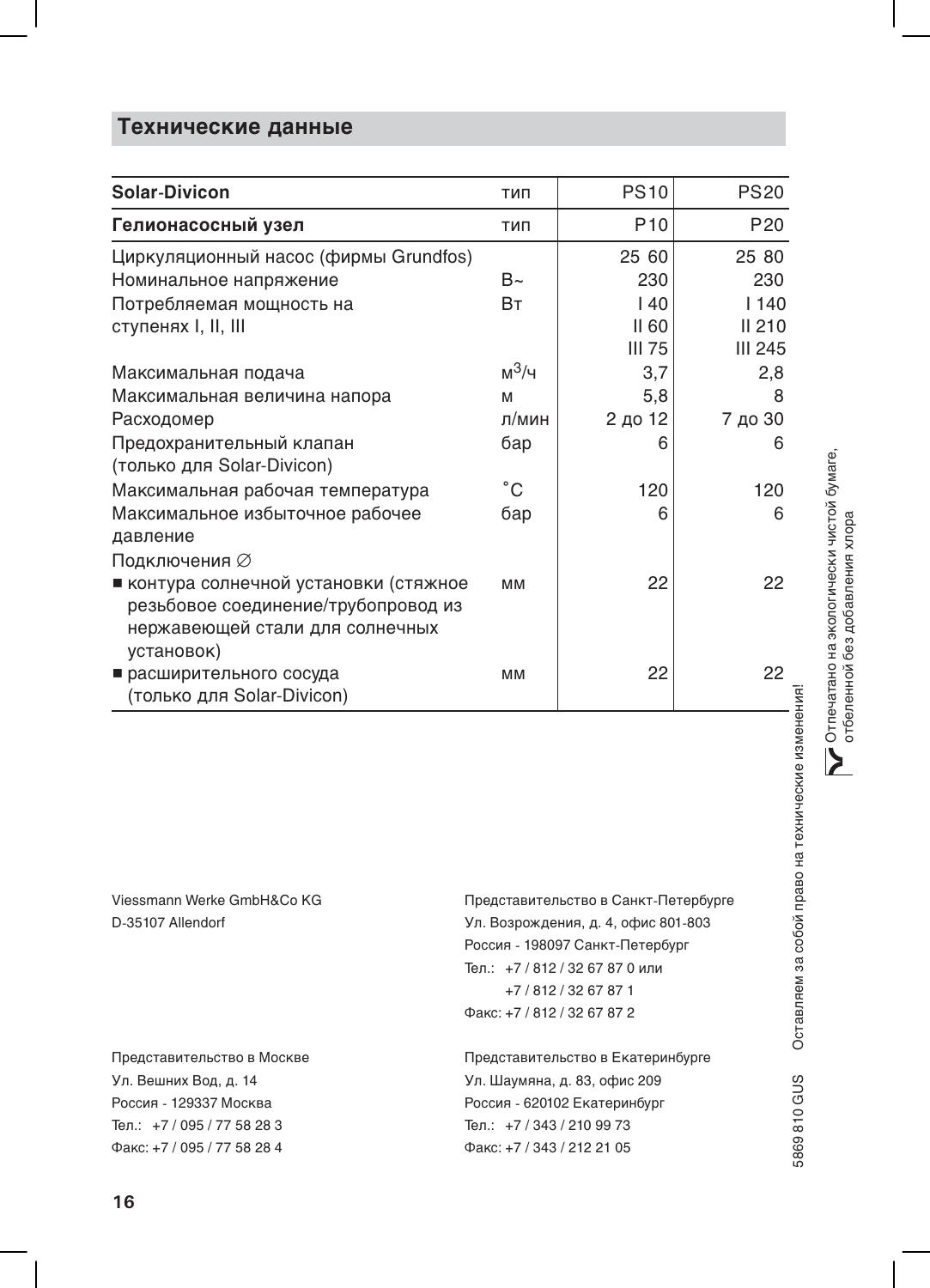## Технические данные

| Solar-Divicon | тип | PS10 | PS20 |
|---|---|---|---|
| **Гелионасосный узел** | тип | P10 | P20 |
| Циркуляционный насос (фирмы Grundfos) | | 25 60 | 25 80 |
| Номинальное напряжение | В~ | 230 | 230 |
| Потребляемая мощность на ступенях I, II, III | Вт | I 40<br>II 60<br>III 75 | I 140<br>II 210<br>III 245 |
| Максимальная подача | $м^3/ч$ | 3,7 | 2,8 |
| Максимальная величина напора | м | 5,8 | 8 |
| Расходомер | л/мин | 2 до 12 | 7 до 30 |
| Предохранительный клапан (только для Solar-Divicon) | бар | 6 | 6 |
| Максимальная рабочая температура | ˚C | 120 | 120 |
| Максимальное избыточное рабочее давление | бар | 6 | 6 |
| Подключения ∅ | | | |
| ■ контура солнечной установки (стяжное резьбовое соединение/трубопровод из нержавеющей стали для солнечных установок) | мм | 22 | 22 |
| ■ расширительного сосуда (только для Solar-Divicon) | мм | 22 | 22 |

Viessmann Werke GmbH&Co KG
D-35107 Allendorf

Представительство в Санкт-Петербурге
Ул. Возрождения, д. 4, офис 801-803
Россия - 198097 Санкт-Петербург
Тел.: +7 / 812 / 32 67 87 0 или
+7 / 812 / 32 67 87 1
Факс: +7 / 812 / 32 67 87 2

Представительство в Москве
Ул. Вешних Вод, д. 14
Россия - 129337 Москва
Тел.: +7 / 095 / 77 58 28 3
Факс: +7 / 095 / 77 58 28 4

Представительство в Екатеринбурге
Ул. Шаумяна, д. 83, офис 209
Россия - 620102 Екатеринбург
Тел.: +7 / 343 / 210 99 73
Факс: +7 / 343 / 212 21 05

5869 810 GUS Оставляем за собой право на технические изменения!

Отпечатано на экологически чистой бумаге, отбеленной без добавления хлора